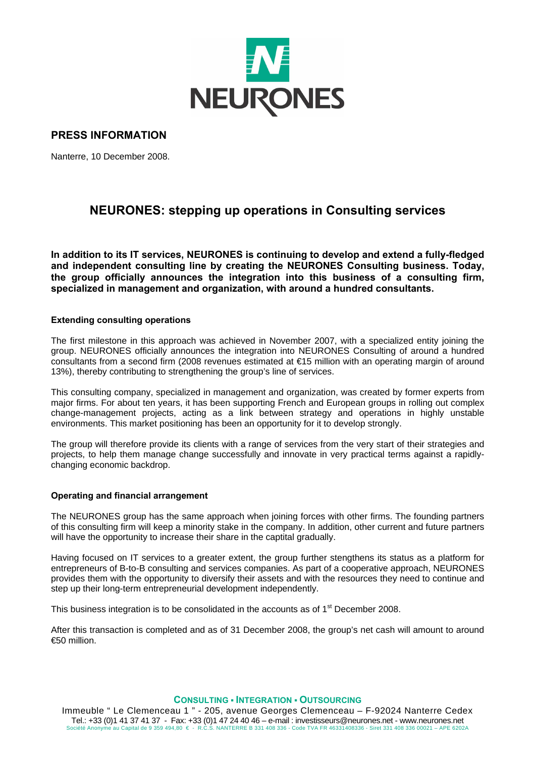## PRESS INFORMATION

Nanterre, 10 December 2008.

# NEURONES: stepping up operations in Consulting services

**In addition to its IT services, NEURONES is continuing to develop and extend a fully-fledged and independent consulting line by creating the NEURONES Consulting business. Today, the group officially announces the integration into this business of a consulting firm, specialized in management and organization, with around a hundred consultants.**

### Extending consulting operations

The first milestone in this approach was achieved in November 2007, with a specialized entity joining the group. NEURONES officially announces the integration into NEURONES Consulting of around a hundred consultants from a second firm (2008 revenues estimated at €15 million with an operating margin of around 13%), thereby contributing to strengthening the group's line of services.

This consulting company, specialized in management and organization, was created by former experts from major firms. For about ten years, it has been supporting French and European groups in rolling out complex change-management projects, acting as a link between strategy and operations in highly unstable environments. This market positioning has been an opportunity for it to develop strongly.

The group will therefore provide its clients with a range of services from the very start of their strategies and projects, to help them manage change successfully and innovate in very practical terms against a rapidly-changing economic backdrop.

### Operating and financial arrangement

The NEURONES group has the same approach when joining forces with other firms. The founding partners of this consulting firm will keep a minority stake in the company. In addition, other current and future partners will have the opportunity to increase their share in the captital gradually.

Having focused on IT services to a greater extent, the group further stengthens its status as a platform for entrepreneurs of B-to-B consulting and services companies. As part of a cooperative approach, NEURONES provides them with the opportunity to diversify their assets and with the resources they need to continue and step up their long-term entrepreneurial development independently.

This business integration is to be consolidated in the accounts as of 1st December 2008.

After this transaction is completed and as of 31 December 2008, the group's net cash will amount to around €50 million.

**CONSULTING ▪ INTEGRATION ▪ OUTSOURCING**

Immeuble " Le Clemenceau 1 " - 205, avenue Georges Clemenceau – F-92024 Nanterre Cedex
Tel.: +33 (0)1 41 37 41 37 - Fax: +33 (0)1 47 24 40 46 – e-mail : investisseurs@neurones.net - www.neurones.net
Société Anonyme au Capital de 9 359 494,80 € - R.C.S. NANTERRE B 331 408 336 - Code TVA FR 46331408336 - Siret 331 408 336 00021 – APE 6202A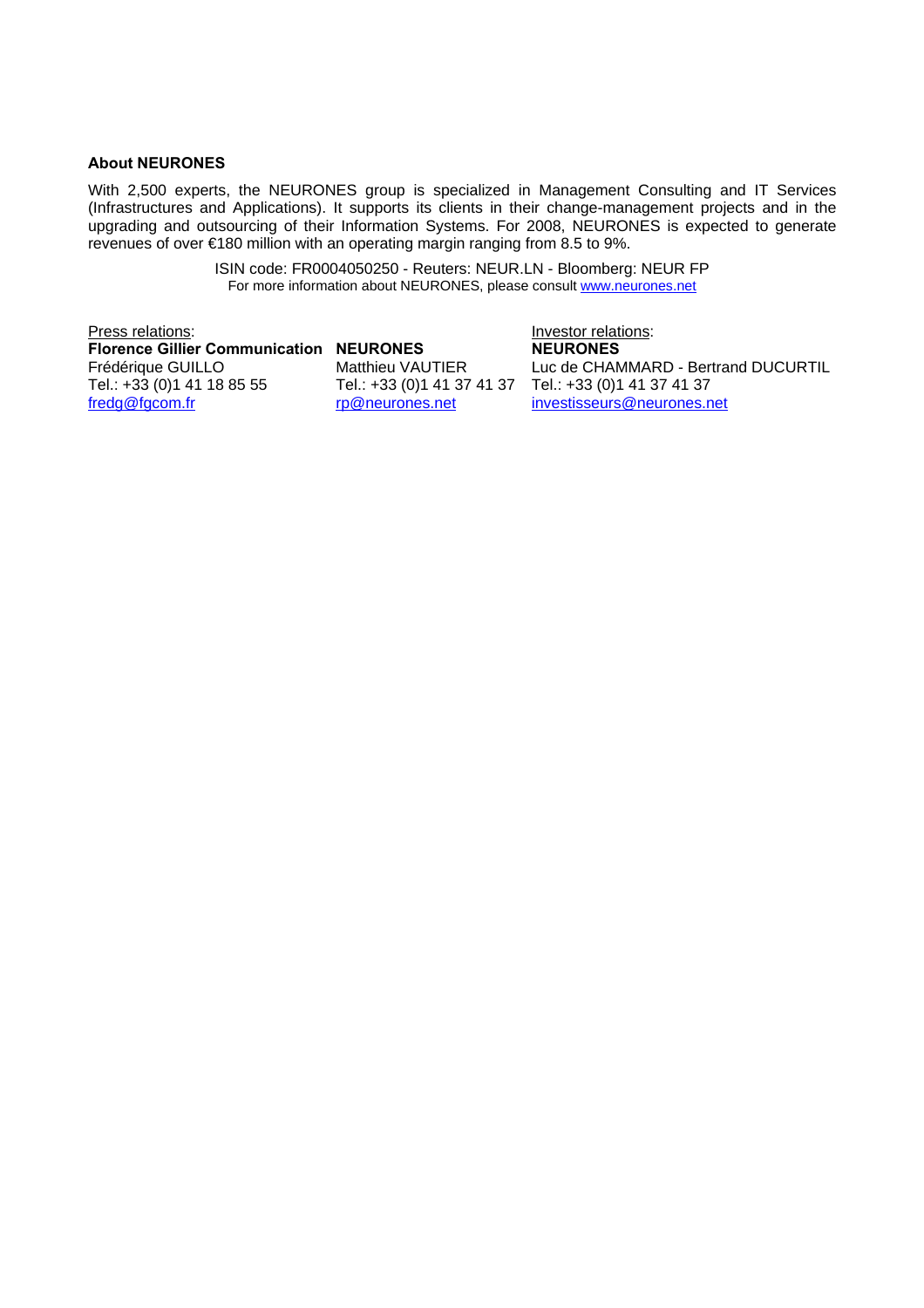**About NEURONES**

With 2,500 experts, the NEURONES group is specialized in Management Consulting and IT Services (Infrastructures and Applications). It supports its clients in their change-management projects and in the upgrading and outsourcing of their Information Systems. For 2008, NEURONES is expected to generate revenues of over €180 million with an operating margin ranging from 8.5 to 9%.

ISIN code: FR0004050250 - Reuters: NEUR.LN - Bloomberg: NEUR FP
For more information about NEURONES, please consult www.neurones.net

Press relations:

**Florence Gillier Communication**
Frédérique GUILLO
Tel.: +33 (0)1 41 18 85 55
fredg@fgcom.fr

**NEURONES**
Matthieu VAUTIER
Tel.: +33 (0)1 41 37 41 37
rp@neurones.net

Investor relations:

**NEURONES**
Luc de CHAMMARD - Bertrand DUCURTIL
Tel.: +33 (0)1 41 37 41 37
investisseurs@neurones.net